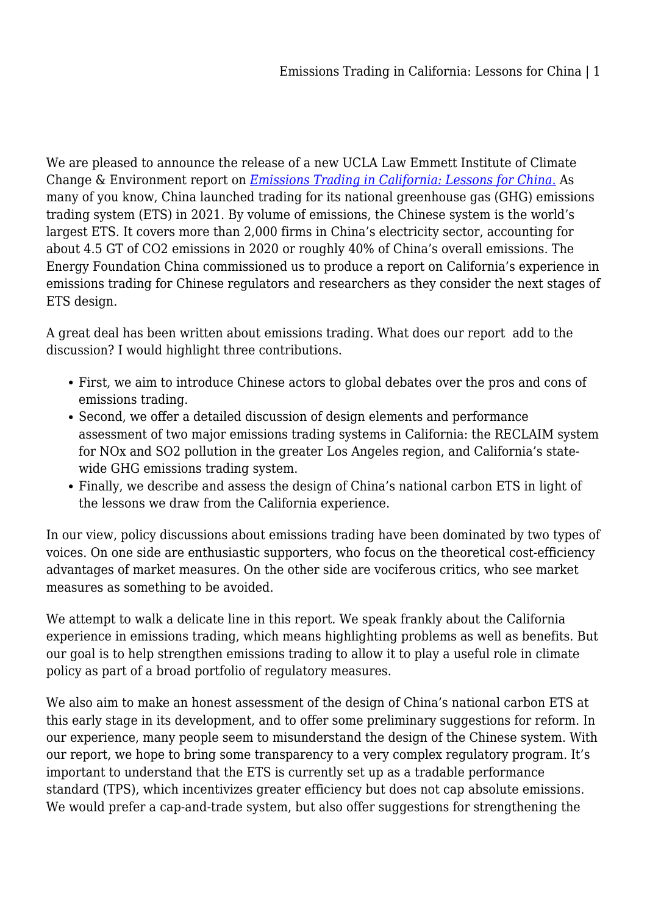We are pleased to announce the release of a new UCLA Law Emmett Institute of Climate Change & Environment report on *[Emissions Trading in California: Lessons for China.](#)* As many of you know, China launched trading for its national greenhouse gas (GHG) emissions trading system (ETS) in 2021. By volume of emissions, the Chinese system is the world's largest ETS. It covers more than 2,000 firms in China's electricity sector, accounting for about 4.5 GT of $CO_2$ emissions in 2020 or roughly 40% of China's overall emissions. The Energy Foundation China commissioned us to produce a report on California's experience in emissions trading for Chinese regulators and researchers as they consider the next stages of ETS design.

A great deal has been written about emissions trading. What does our report add to the discussion? I would highlight three contributions.

- First, we aim to introduce Chinese actors to global debates over the pros and cons of emissions trading.
- Second, we offer a detailed discussion of design elements and performance assessment of two major emissions trading systems in California: the RECLAIM system for NOx and $SO_2$ pollution in the greater Los Angeles region, and California's state-wide GHG emissions trading system.
- Finally, we describe and assess the design of China's national carbon ETS in light of the lessons we draw from the California experience.

In our view, policy discussions about emissions trading have been dominated by two types of voices. On one side are enthusiastic supporters, who focus on the theoretical cost-efficiency advantages of market measures. On the other side are vociferous critics, who see market measures as something to be avoided.

We attempt to walk a delicate line in this report. We speak frankly about the California experience in emissions trading, which means highlighting problems as well as benefits. But our goal is to help strengthen emissions trading to allow it to play a useful role in climate policy as part of a broad portfolio of regulatory measures.

We also aim to make an honest assessment of the design of China's national carbon ETS at this early stage in its development, and to offer some preliminary suggestions for reform. In our experience, many people seem to misunderstand the design of the Chinese system. With our report, we hope to bring some transparency to a very complex regulatory program. It's important to understand that the ETS is currently set up as a tradable performance standard (TPS), which incentivizes greater efficiency but does not cap absolute emissions. We would prefer a cap-and-trade system, but also offer suggestions for strengthening the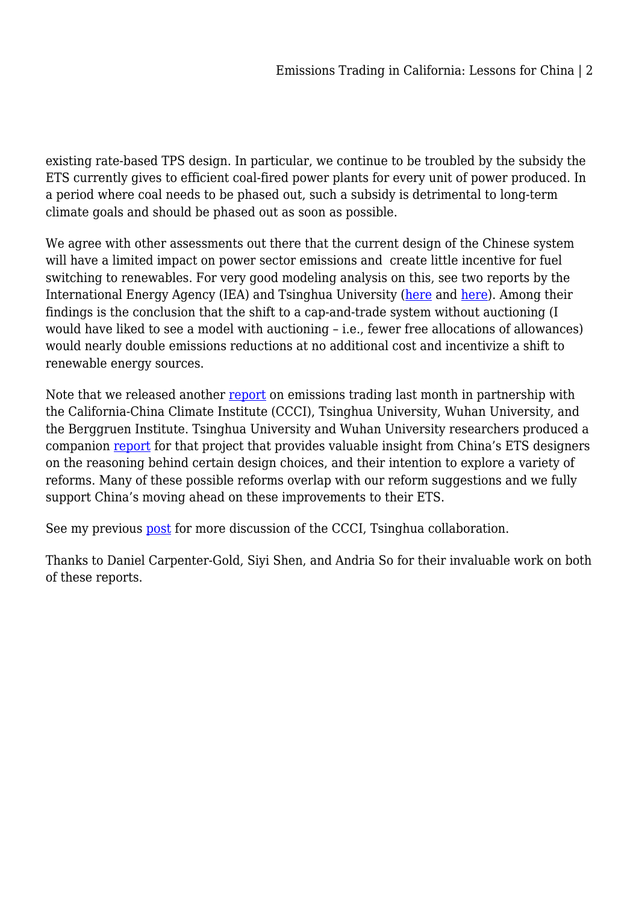existing rate-based TPS design. In particular, we continue to be troubled by the subsidy the ETS currently gives to efficient coal-fired power plants for every unit of power produced. In a period where coal needs to be phased out, such a subsidy is detrimental to long-term climate goals and should be phased out as soon as possible.

We agree with other assessments out there that the current design of the Chinese system will have a limited impact on power sector emissions and create little incentive for fuel switching to renewables. For very good modeling analysis on this, see two reports by the International Energy Agency (IEA) and Tsinghua University (here and here). Among their findings is the conclusion that the shift to a cap-and-trade system without auctioning (I would have liked to see a model with auctioning – i.e., fewer free allocations of allowances) would nearly double emissions reductions at no additional cost and incentivize a shift to renewable energy sources.

Note that we released another report on emissions trading last month in partnership with the California-China Climate Institute (CCCI), Tsinghua University, Wuhan University, and the Berggruen Institute. Tsinghua University and Wuhan University researchers produced a companion report for that project that provides valuable insight from China's ETS designers on the reasoning behind certain design choices, and their intention to explore a variety of reforms. Many of these possible reforms overlap with our reform suggestions and we fully support China's moving ahead on these improvements to their ETS.

See my previous post for more discussion of the CCCI, Tsinghua collaboration.

Thanks to Daniel Carpenter-Gold, Siyi Shen, and Andria So for their invaluable work on both of these reports.